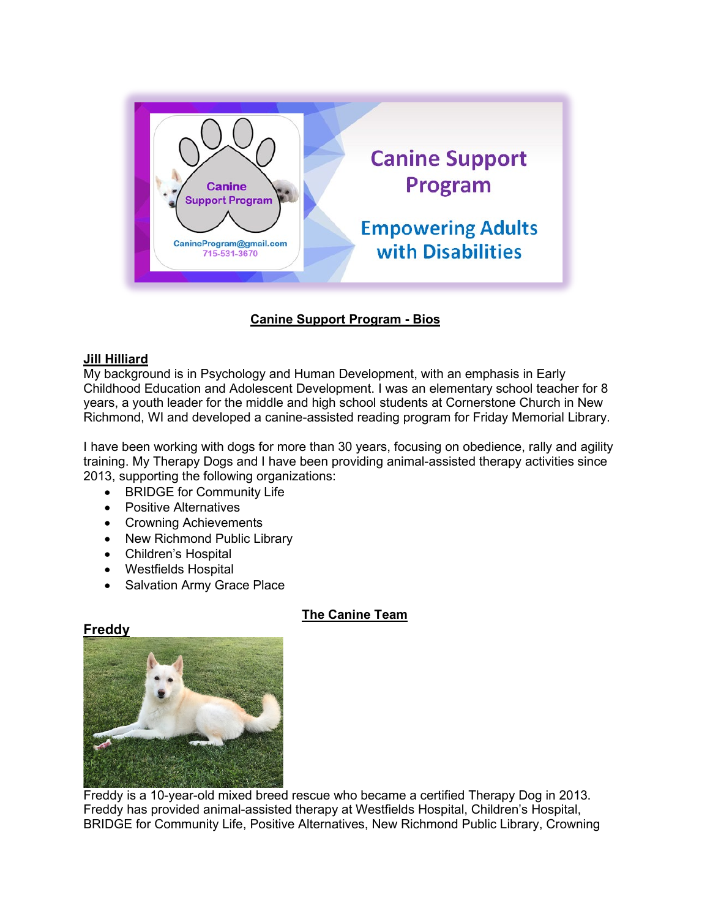Canine Support Program

CanineProgram@gmail.com
715-531-3670

# Canine Support Program

## Empowering Adults with Disabilities

## Canine Support Program - Bios

### Jill Hilliard

My background is in Psychology and Human Development, with an emphasis in Early Childhood Education and Adolescent Development. I was an elementary school teacher for 8 years, a youth leader for the middle and high school students at Cornerstone Church in New Richmond, WI and developed a canine-assisted reading program for Friday Memorial Library.

I have been working with dogs for more than 30 years, focusing on obedience, rally and agility training. My Therapy Dogs and I have been providing animal-assisted therapy activities since 2013, supporting the following organizations:

- BRIDGE for Community Life
- Positive Alternatives
- Crowning Achievements
- New Richmond Public Library
- Children's Hospital
- Westfields Hospital
- Salvation Army Grace Place

## The Canine Team

### Freddy

Freddy is a 10-year-old mixed breed rescue who became a certified Therapy Dog in 2013. Freddy has provided animal-assisted therapy at Westfields Hospital, Children's Hospital, BRIDGE for Community Life, Positive Alternatives, New Richmond Public Library, Crowning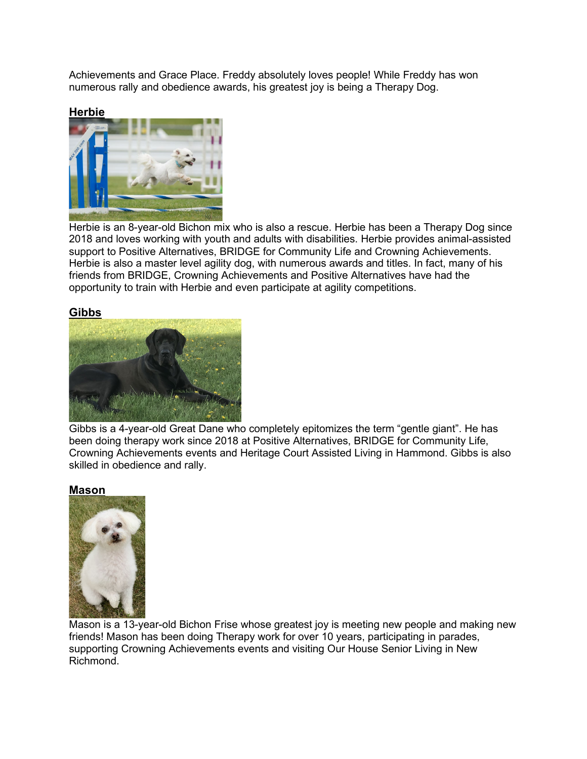Achievements and Grace Place. Freddy absolutely loves people! While Freddy has won numerous rally and obedience awards, his greatest joy is being a Therapy Dog.

**Herbie**

Herbie is an 8-year-old Bichon mix who is also a rescue. Herbie has been a Therapy Dog since 2018 and loves working with youth and adults with disabilities. Herbie provides animal-assisted support to Positive Alternatives, BRIDGE for Community Life and Crowning Achievements. Herbie is also a master level agility dog, with numerous awards and titles. In fact, many of his friends from BRIDGE, Crowning Achievements and Positive Alternatives have had the opportunity to train with Herbie and even participate at agility competitions.

**Gibbs**

Gibbs is a 4-year-old Great Dane who completely epitomizes the term "gentle giant". He has been doing therapy work since 2018 at Positive Alternatives, BRIDGE for Community Life, Crowning Achievements events and Heritage Court Assisted Living in Hammond. Gibbs is also skilled in obedience and rally.

**Mason**

Mason is a 13-year-old Bichon Frise whose greatest joy is meeting new people and making new friends! Mason has been doing Therapy work for over 10 years, participating in parades, supporting Crowning Achievements events and visiting Our House Senior Living in New Richmond.